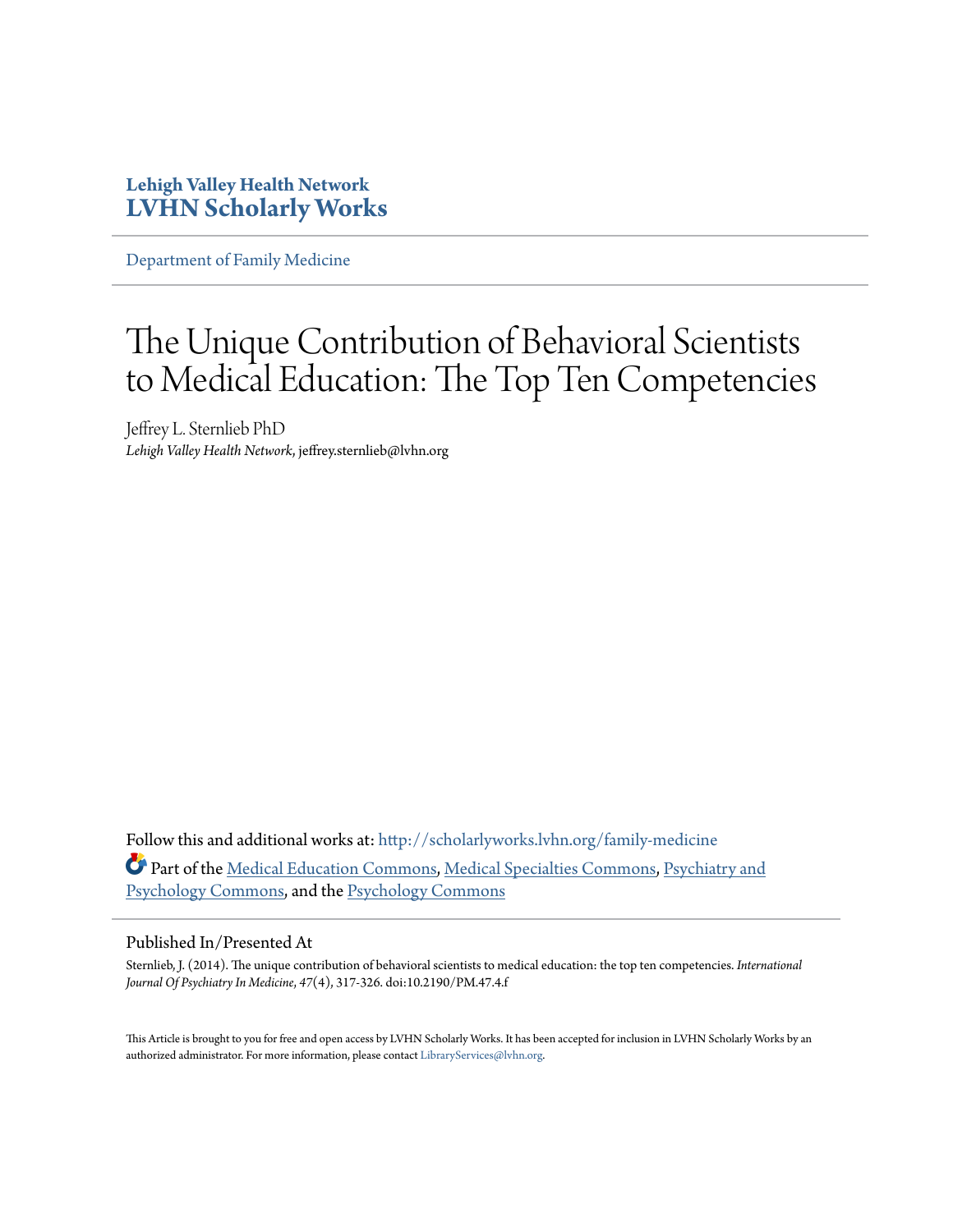**Lehigh Valley Health Network**
**LVHN Scholarly Works**

Department of Family Medicine

# The Unique Contribution of Behavioral Scientists to Medical Education: The Top Ten Competencies

Jeffrey L. Sternlieb PhD
*Lehigh Valley Health Network*, jeffrey.sternlieb@lvhn.org

Follow this and additional works at: http://scholarlyworks.lvhn.org/family-medicine

Part of the Medical Education Commons, Medical Specialties Commons, Psychiatry and Psychology Commons, and the Psychology Commons

## Published In/Presented At

Sternlieb, J. (2014). The unique contribution of behavioral scientists to medical education: the top ten competencies. *International Journal Of Psychiatry In Medicine*, *47*(4), 317-326. doi:10.2190/PM.47.4.f

This Article is brought to you for free and open access by LVHN Scholarly Works. It has been accepted for inclusion in LVHN Scholarly Works by an authorized administrator. For more information, please contact LibraryServices@lvhn.org.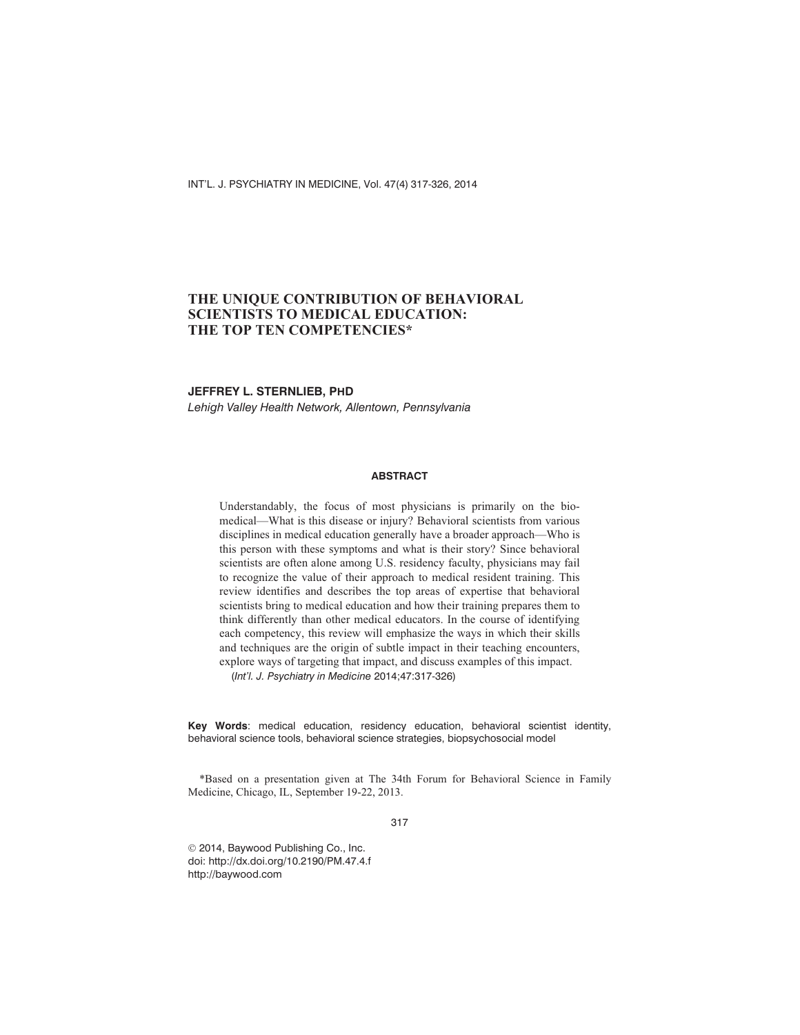# THE UNIQUE CONTRIBUTION OF BEHAVIORAL SCIENTISTS TO MEDICAL EDUCATION: THE TOP TEN COMPETENCIES*

**JEFFREY L. STERNLIEB, PHD**

*Lehigh Valley Health Network, Allentown, Pennsylvania*

## ABSTRACT

Understandably, the focus of most physicians is primarily on the biomedical—What is this disease or injury? Behavioral scientists from various disciplines in medical education generally have a broader approach—Who is this person with these symptoms and what is their story? Since behavioral scientists are often alone among U.S. residency faculty, physicians may fail to recognize the value of their approach to medical resident training. This review identifies and describes the top areas of expertise that behavioral scientists bring to medical education and how their training prepares them to think differently than other medical educators. In the course of identifying each competency, this review will emphasize the ways in which their skills and techniques are the origin of subtle impact in their teaching encounters, explore ways of targeting that impact, and discuss examples of this impact.

(*Int'l. J. Psychiatry in Medicine* 2014;47:317-326)

**Key Words**: medical education, residency education, behavioral scientist identity, behavioral science tools, behavioral science strategies, biopsychosocial model

*Based on a presentation given at The 34th Forum for Behavioral Science in Family Medicine, Chicago, IL, September 19-22, 2013.

© 2014, Baywood Publishing Co., Inc.
doi: http://dx.doi.org/10.2190/PM.47.4.f
http://baywood.com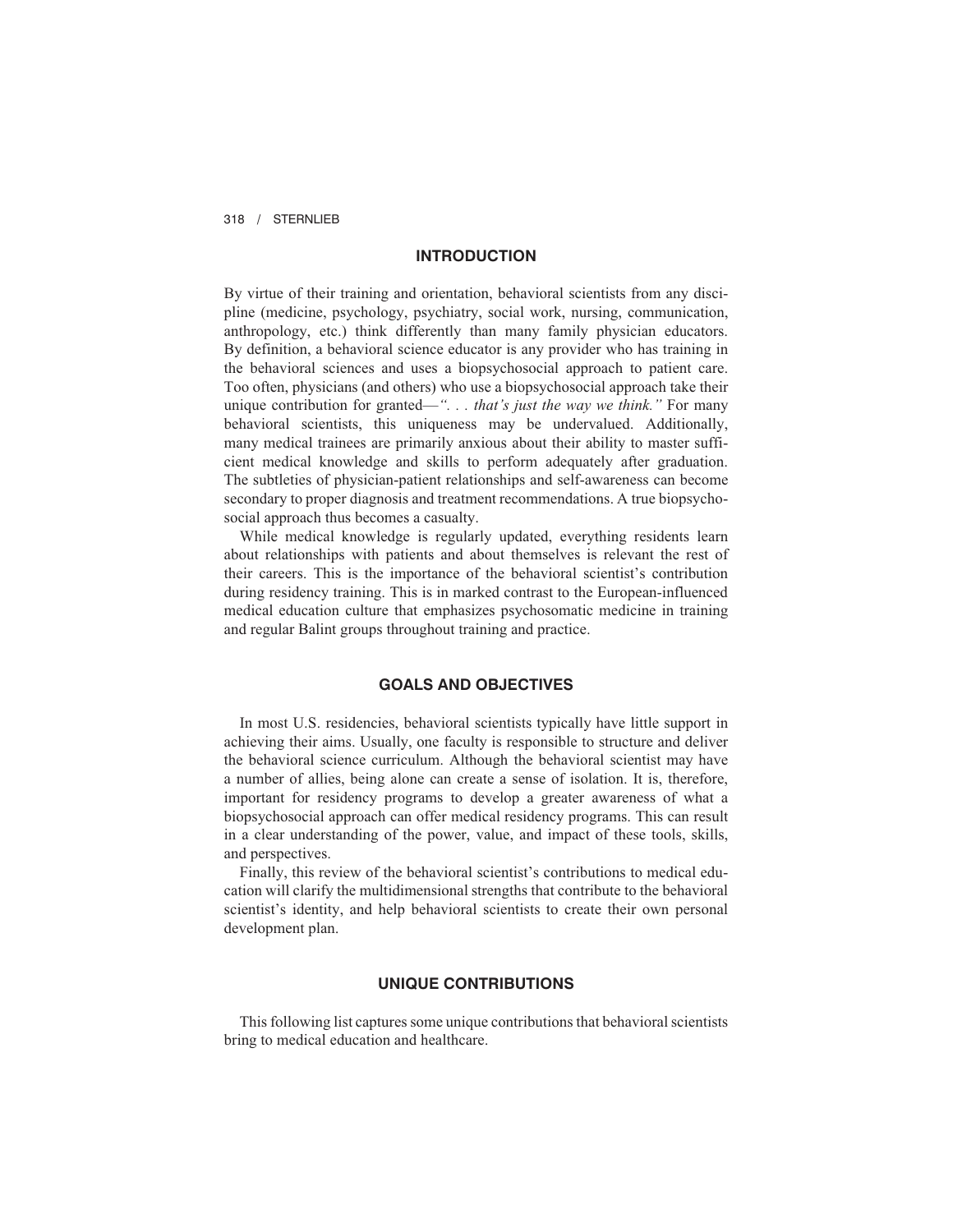## INTRODUCTION

By virtue of their training and orientation, behavioral scientists from any discipline (medicine, psychology, psychiatry, social work, nursing, communication, anthropology, etc.) think differently than many family physician educators. By definition, a behavioral science educator is any provider who has training in the behavioral sciences and uses a biopsychosocial approach to patient care. Too often, physicians (and others) who use a biopsychosocial approach take their unique contribution for granted—*". . . that's just the way we think."* For many behavioral scientists, this uniqueness may be undervalued. Additionally, many medical trainees are primarily anxious about their ability to master sufficient medical knowledge and skills to perform adequately after graduation. The subtleties of physician-patient relationships and self-awareness can become secondary to proper diagnosis and treatment recommendations. A true biopsychosocial approach thus becomes a casualty.

While medical knowledge is regularly updated, everything residents learn about relationships with patients and about themselves is relevant the rest of their careers. This is the importance of the behavioral scientist's contribution during residency training. This is in marked contrast to the European-influenced medical education culture that emphasizes psychosomatic medicine in training and regular Balint groups throughout training and practice.

## GOALS AND OBJECTIVES

In most U.S. residencies, behavioral scientists typically have little support in achieving their aims. Usually, one faculty is responsible to structure and deliver the behavioral science curriculum. Although the behavioral scientist may have a number of allies, being alone can create a sense of isolation. It is, therefore, important for residency programs to develop a greater awareness of what a biopsychosocial approach can offer medical residency programs. This can result in a clear understanding of the power, value, and impact of these tools, skills, and perspectives.

Finally, this review of the behavioral scientist's contributions to medical education will clarify the multidimensional strengths that contribute to the behavioral scientist's identity, and help behavioral scientists to create their own personal development plan.

## UNIQUE CONTRIBUTIONS

This following list captures some unique contributions that behavioral scientists bring to medical education and healthcare.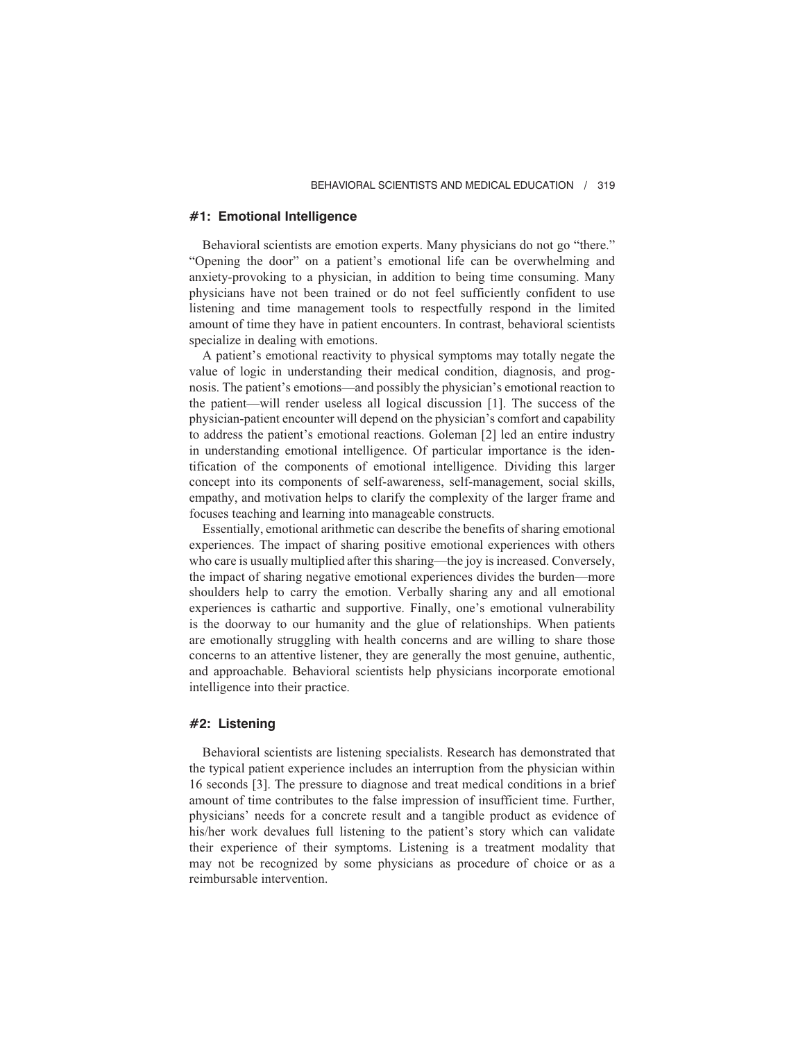## #1: Emotional Intelligence

Behavioral scientists are emotion experts. Many physicians do not go "there." "Opening the door" on a patient's emotional life can be overwhelming and anxiety-provoking to a physician, in addition to being time consuming. Many physicians have not been trained or do not feel sufficiently confident to use listening and time management tools to respectfully respond in the limited amount of time they have in patient encounters. In contrast, behavioral scientists specialize in dealing with emotions.

A patient's emotional reactivity to physical symptoms may totally negate the value of logic in understanding their medical condition, diagnosis, and prognosis. The patient's emotions—and possibly the physician's emotional reaction to the patient—will render useless all logical discussion [1]. The success of the physician-patient encounter will depend on the physician's comfort and capability to address the patient's emotional reactions. Goleman [2] led an entire industry in understanding emotional intelligence. Of particular importance is the identification of the components of emotional intelligence. Dividing this larger concept into its components of self-awareness, self-management, social skills, empathy, and motivation helps to clarify the complexity of the larger frame and focuses teaching and learning into manageable constructs.

Essentially, emotional arithmetic can describe the benefits of sharing emotional experiences. The impact of sharing positive emotional experiences with others who care is usually multiplied after this sharing—the joy is increased. Conversely, the impact of sharing negative emotional experiences divides the burden—more shoulders help to carry the emotion. Verbally sharing any and all emotional experiences is cathartic and supportive. Finally, one's emotional vulnerability is the doorway to our humanity and the glue of relationships. When patients are emotionally struggling with health concerns and are willing to share those concerns to an attentive listener, they are generally the most genuine, authentic, and approachable. Behavioral scientists help physicians incorporate emotional intelligence into their practice.

## #2: Listening

Behavioral scientists are listening specialists. Research has demonstrated that the typical patient experience includes an interruption from the physician within 16 seconds [3]. The pressure to diagnose and treat medical conditions in a brief amount of time contributes to the false impression of insufficient time. Further, physicians' needs for a concrete result and a tangible product as evidence of his/her work devalues full listening to the patient's story which can validate their experience of their symptoms. Listening is a treatment modality that may not be recognized by some physicians as procedure of choice or as a reimbursable intervention.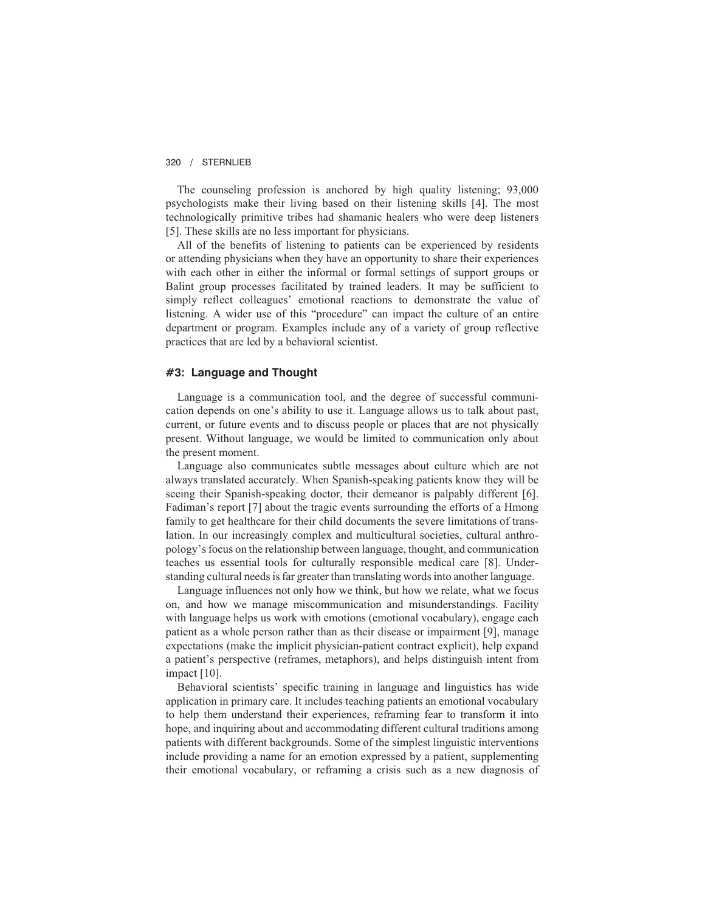The counseling profession is anchored by high quality listening; 93,000 psychologists make their living based on their listening skills [4]. The most technologically primitive tribes had shamanic healers who were deep listeners [5]. These skills are no less important for physicians.

All of the benefits of listening to patients can be experienced by residents or attending physicians when they have an opportunity to share their experiences with each other in either the informal or formal settings of support groups or Balint group processes facilitated by trained leaders. It may be sufficient to simply reflect colleagues' emotional reactions to demonstrate the value of listening. A wider use of this "procedure" can impact the culture of an entire department or program. Examples include any of a variety of group reflective practices that are led by a behavioral scientist.

### #3: Language and Thought

Language is a communication tool, and the degree of successful communication depends on one's ability to use it. Language allows us to talk about past, current, or future events and to discuss people or places that are not physically present. Without language, we would be limited to communication only about the present moment.

Language also communicates subtle messages about culture which are not always translated accurately. When Spanish-speaking patients know they will be seeing their Spanish-speaking doctor, their demeanor is palpably different [6]. Fadiman's report [7] about the tragic events surrounding the efforts of a Hmong family to get healthcare for their child documents the severe limitations of translation. In our increasingly complex and multicultural societies, cultural anthropology's focus on the relationship between language, thought, and communication teaches us essential tools for culturally responsible medical care [8]. Understanding cultural needs is far greater than translating words into another language.

Language influences not only how we think, but how we relate, what we focus on, and how we manage miscommunication and misunderstandings. Facility with language helps us work with emotions (emotional vocabulary), engage each patient as a whole person rather than as their disease or impairment [9], manage expectations (make the implicit physician-patient contract explicit), help expand a patient's perspective (reframes, metaphors), and helps distinguish intent from impact [10].

Behavioral scientists' specific training in language and linguistics has wide application in primary care. It includes teaching patients an emotional vocabulary to help them understand their experiences, reframing fear to transform it into hope, and inquiring about and accommodating different cultural traditions among patients with different backgrounds. Some of the simplest linguistic interventions include providing a name for an emotion expressed by a patient, supplementing their emotional vocabulary, or reframing a crisis such as a new diagnosis of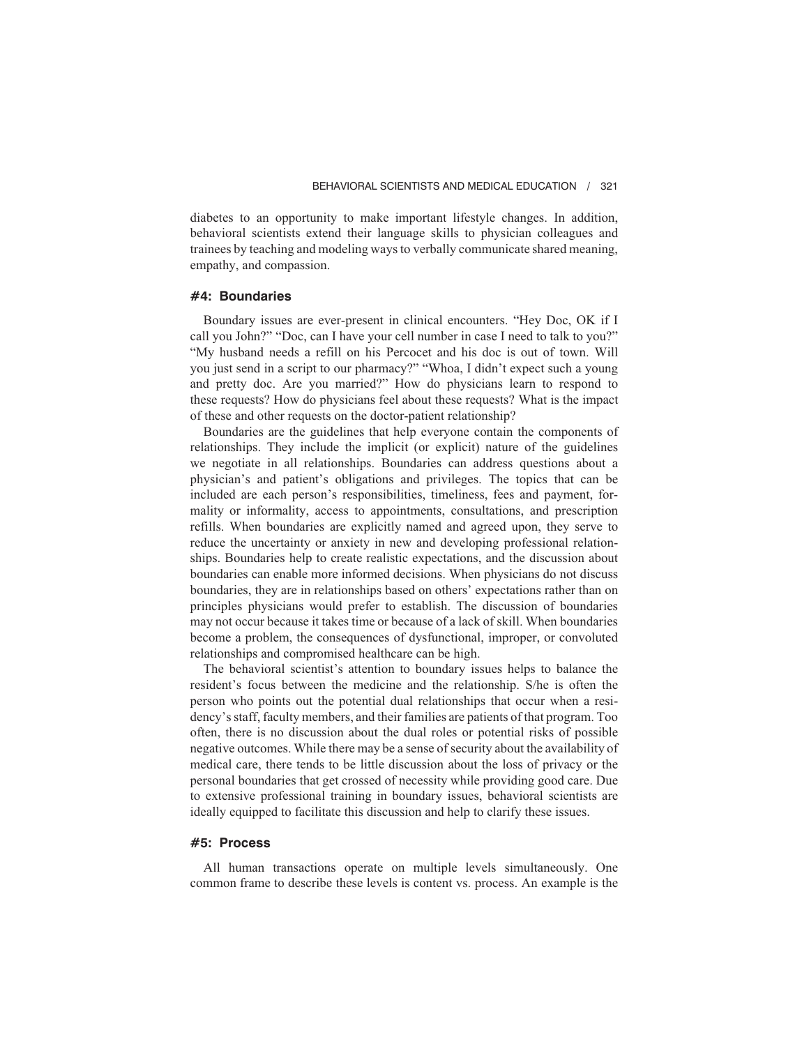diabetes to an opportunity to make important lifestyle changes. In addition, behavioral scientists extend their language skills to physician colleagues and trainees by teaching and modeling ways to verbally communicate shared meaning, empathy, and compassion.

### #4: Boundaries

Boundary issues are ever-present in clinical encounters. "Hey Doc, OK if I call you John?" "Doc, can I have your cell number in case I need to talk to you?" "My husband needs a refill on his Percocet and his doc is out of town. Will you just send in a script to our pharmacy?" "Whoa, I didn't expect such a young and pretty doc. Are you married?" How do physicians learn to respond to these requests? How do physicians feel about these requests? What is the impact of these and other requests on the doctor-patient relationship?

Boundaries are the guidelines that help everyone contain the components of relationships. They include the implicit (or explicit) nature of the guidelines we negotiate in all relationships. Boundaries can address questions about a physician's and patient's obligations and privileges. The topics that can be included are each person's responsibilities, timeliness, fees and payment, formality or informality, access to appointments, consultations, and prescription refills. When boundaries are explicitly named and agreed upon, they serve to reduce the uncertainty or anxiety in new and developing professional relationships. Boundaries help to create realistic expectations, and the discussion about boundaries can enable more informed decisions. When physicians do not discuss boundaries, they are in relationships based on others' expectations rather than on principles physicians would prefer to establish. The discussion of boundaries may not occur because it takes time or because of a lack of skill. When boundaries become a problem, the consequences of dysfunctional, improper, or convoluted relationships and compromised healthcare can be high.

The behavioral scientist's attention to boundary issues helps to balance the resident's focus between the medicine and the relationship. S/he is often the person who points out the potential dual relationships that occur when a residency's staff, faculty members, and their families are patients of that program. Too often, there is no discussion about the dual roles or potential risks of possible negative outcomes. While there may be a sense of security about the availability of medical care, there tends to be little discussion about the loss of privacy or the personal boundaries that get crossed of necessity while providing good care. Due to extensive professional training in boundary issues, behavioral scientists are ideally equipped to facilitate this discussion and help to clarify these issues.

### #5: Process

All human transactions operate on multiple levels simultaneously. One common frame to describe these levels is content vs. process. An example is the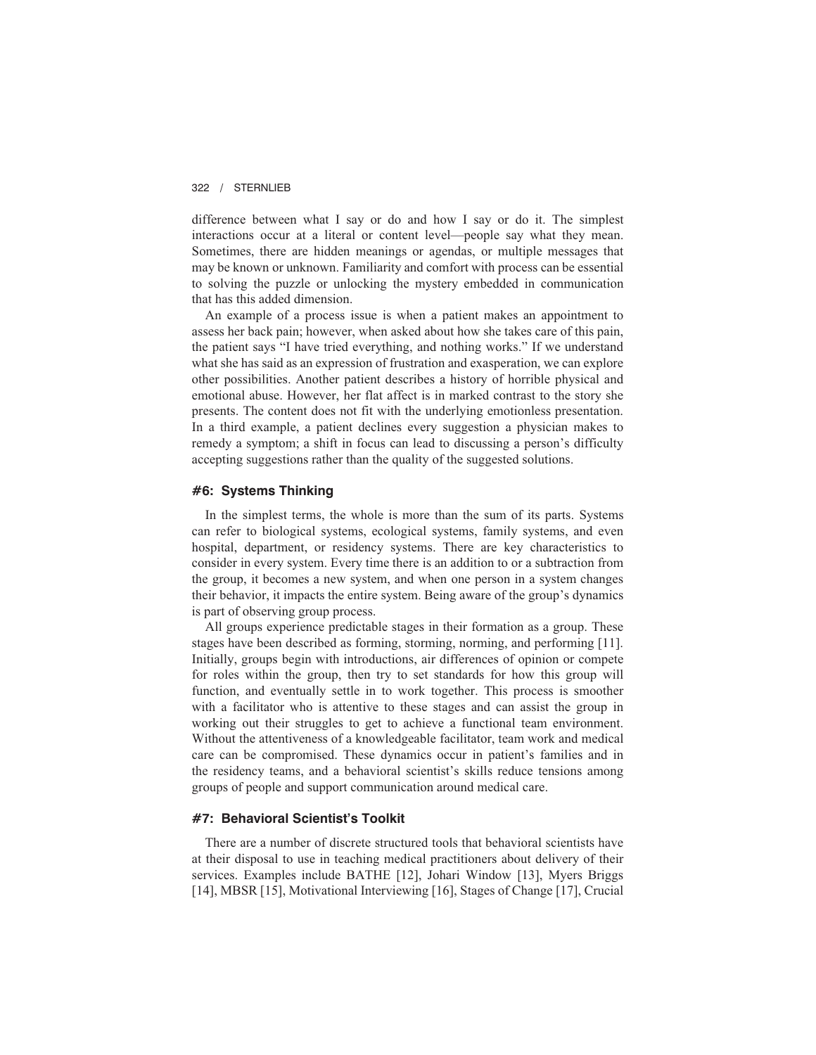difference between what I say or do and how I say or do it. The simplest interactions occur at a literal or content level—people say what they mean. Sometimes, there are hidden meanings or agendas, or multiple messages that may be known or unknown. Familiarity and comfort with process can be essential to solving the puzzle or unlocking the mystery embedded in communication that has this added dimension.

An example of a process issue is when a patient makes an appointment to assess her back pain; however, when asked about how she takes care of this pain, the patient says "I have tried everything, and nothing works." If we understand what she has said as an expression of frustration and exasperation, we can explore other possibilities. Another patient describes a history of horrible physical and emotional abuse. However, her flat affect is in marked contrast to the story she presents. The content does not fit with the underlying emotionless presentation. In a third example, a patient declines every suggestion a physician makes to remedy a symptom; a shift in focus can lead to discussing a person's difficulty accepting suggestions rather than the quality of the suggested solutions.

### #6: Systems Thinking

In the simplest terms, the whole is more than the sum of its parts. Systems can refer to biological systems, ecological systems, family systems, and even hospital, department, or residency systems. There are key characteristics to consider in every system. Every time there is an addition to or a subtraction from the group, it becomes a new system, and when one person in a system changes their behavior, it impacts the entire system. Being aware of the group's dynamics is part of observing group process.

All groups experience predictable stages in their formation as a group. These stages have been described as forming, storming, norming, and performing [11]. Initially, groups begin with introductions, air differences of opinion or compete for roles within the group, then try to set standards for how this group will function, and eventually settle in to work together. This process is smoother with a facilitator who is attentive to these stages and can assist the group in working out their struggles to get to achieve a functional team environment. Without the attentiveness of a knowledgeable facilitator, team work and medical care can be compromised. These dynamics occur in patient's families and in the residency teams, and a behavioral scientist's skills reduce tensions among groups of people and support communication around medical care.

### #7: Behavioral Scientist's Toolkit

There are a number of discrete structured tools that behavioral scientists have at their disposal to use in teaching medical practitioners about delivery of their services. Examples include BATHE [12], Johari Window [13], Myers Briggs [14], MBSR [15], Motivational Interviewing [16], Stages of Change [17], Crucial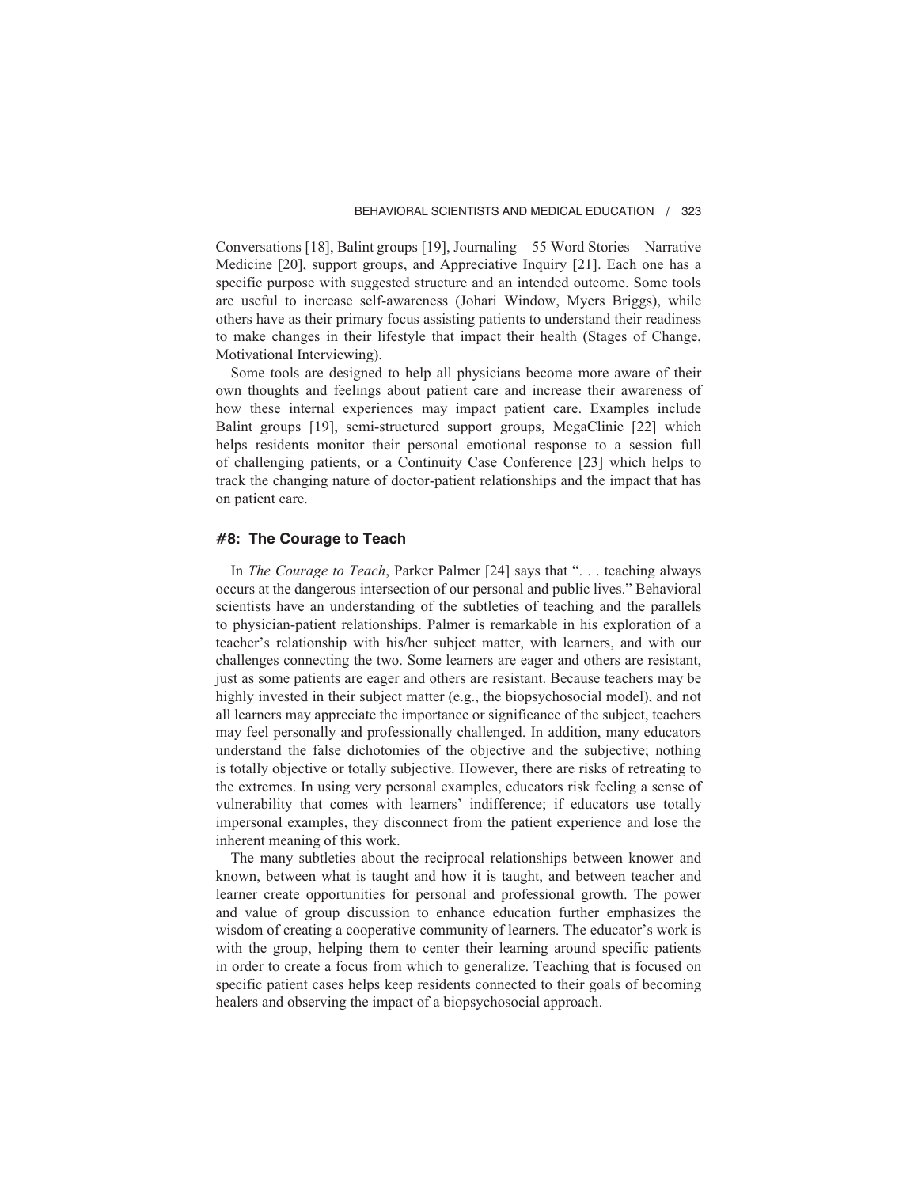Conversations [18], Balint groups [19], Journaling—55 Word Stories—Narrative Medicine [20], support groups, and Appreciative Inquiry [21]. Each one has a specific purpose with suggested structure and an intended outcome. Some tools are useful to increase self-awareness (Johari Window, Myers Briggs), while others have as their primary focus assisting patients to understand their readiness to make changes in their lifestyle that impact their health (Stages of Change, Motivational Interviewing).

Some tools are designed to help all physicians become more aware of their own thoughts and feelings about patient care and increase their awareness of how these internal experiences may impact patient care. Examples include Balint groups [19], semi-structured support groups, MegaClinic [22] which helps residents monitor their personal emotional response to a session full of challenging patients, or a Continuity Case Conference [23] which helps to track the changing nature of doctor-patient relationships and the impact that has on patient care.

### #8: The Courage to Teach

In *The Courage to Teach*, Parker Palmer [24] says that ". . . teaching always occurs at the dangerous intersection of our personal and public lives." Behavioral scientists have an understanding of the subtleties of teaching and the parallels to physician-patient relationships. Palmer is remarkable in his exploration of a teacher's relationship with his/her subject matter, with learners, and with our challenges connecting the two. Some learners are eager and others are resistant, just as some patients are eager and others are resistant. Because teachers may be highly invested in their subject matter (e.g., the biopsychosocial model), and not all learners may appreciate the importance or significance of the subject, teachers may feel personally and professionally challenged. In addition, many educators understand the false dichotomies of the objective and the subjective; nothing is totally objective or totally subjective. However, there are risks of retreating to the extremes. In using very personal examples, educators risk feeling a sense of vulnerability that comes with learners' indifference; if educators use totally impersonal examples, they disconnect from the patient experience and lose the inherent meaning of this work.

The many subtleties about the reciprocal relationships between knower and known, between what is taught and how it is taught, and between teacher and learner create opportunities for personal and professional growth. The power and value of group discussion to enhance education further emphasizes the wisdom of creating a cooperative community of learners. The educator's work is with the group, helping them to center their learning around specific patients in order to create a focus from which to generalize. Teaching that is focused on specific patient cases helps keep residents connected to their goals of becoming healers and observing the impact of a biopsychosocial approach.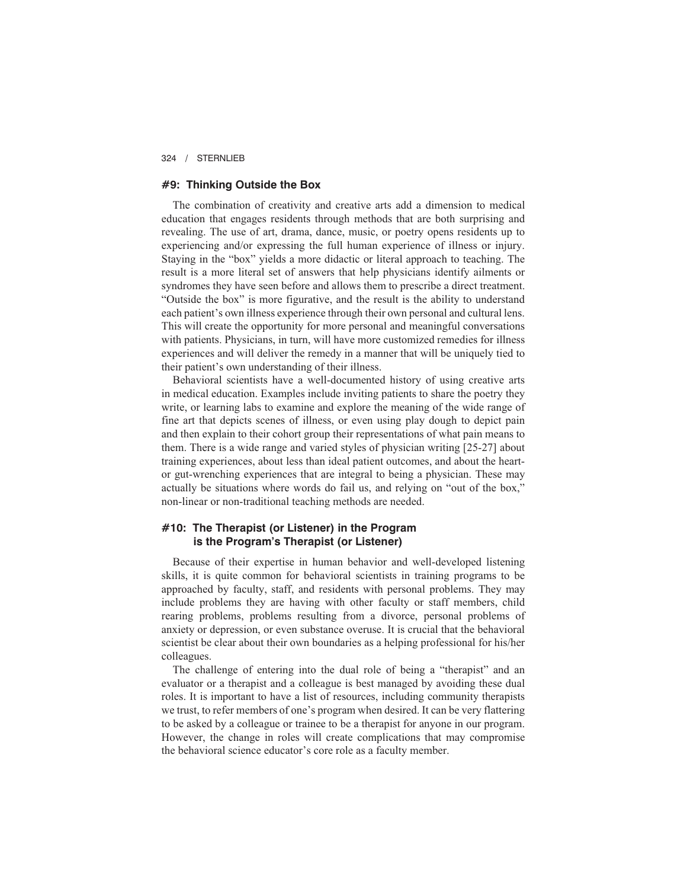### #9: Thinking Outside the Box

The combination of creativity and creative arts add a dimension to medical education that engages residents through methods that are both surprising and revealing. The use of art, drama, dance, music, or poetry opens residents up to experiencing and/or expressing the full human experience of illness or injury. Staying in the "box" yields a more didactic or literal approach to teaching. The result is a more literal set of answers that help physicians identify ailments or syndromes they have seen before and allows them to prescribe a direct treatment. "Outside the box" is more figurative, and the result is the ability to understand each patient's own illness experience through their own personal and cultural lens. This will create the opportunity for more personal and meaningful conversations with patients. Physicians, in turn, will have more customized remedies for illness experiences and will deliver the remedy in a manner that will be uniquely tied to their patient's own understanding of their illness.

Behavioral scientists have a well-documented history of using creative arts in medical education. Examples include inviting patients to share the poetry they write, or learning labs to examine and explore the meaning of the wide range of fine art that depicts scenes of illness, or even using play dough to depict pain and then explain to their cohort group their representations of what pain means to them. There is a wide range and varied styles of physician writing [25-27] about training experiences, about less than ideal patient outcomes, and about the heart- or gut-wrenching experiences that are integral to being a physician. These may actually be situations where words do fail us, and relying on "out of the box," non-linear or non-traditional teaching methods are needed.

### #10: The Therapist (or Listener) in the Program is the Program's Therapist (or Listener)

Because of their expertise in human behavior and well-developed listening skills, it is quite common for behavioral scientists in training programs to be approached by faculty, staff, and residents with personal problems. They may include problems they are having with other faculty or staff members, child rearing problems, problems resulting from a divorce, personal problems of anxiety or depression, or even substance overuse. It is crucial that the behavioral scientist be clear about their own boundaries as a helping professional for his/her colleagues.

The challenge of entering into the dual role of being a "therapist" and an evaluator or a therapist and a colleague is best managed by avoiding these dual roles. It is important to have a list of resources, including community therapists we trust, to refer members of one's program when desired. It can be very flattering to be asked by a colleague or trainee to be a therapist for anyone in our program. However, the change in roles will create complications that may compromise the behavioral science educator's core role as a faculty member.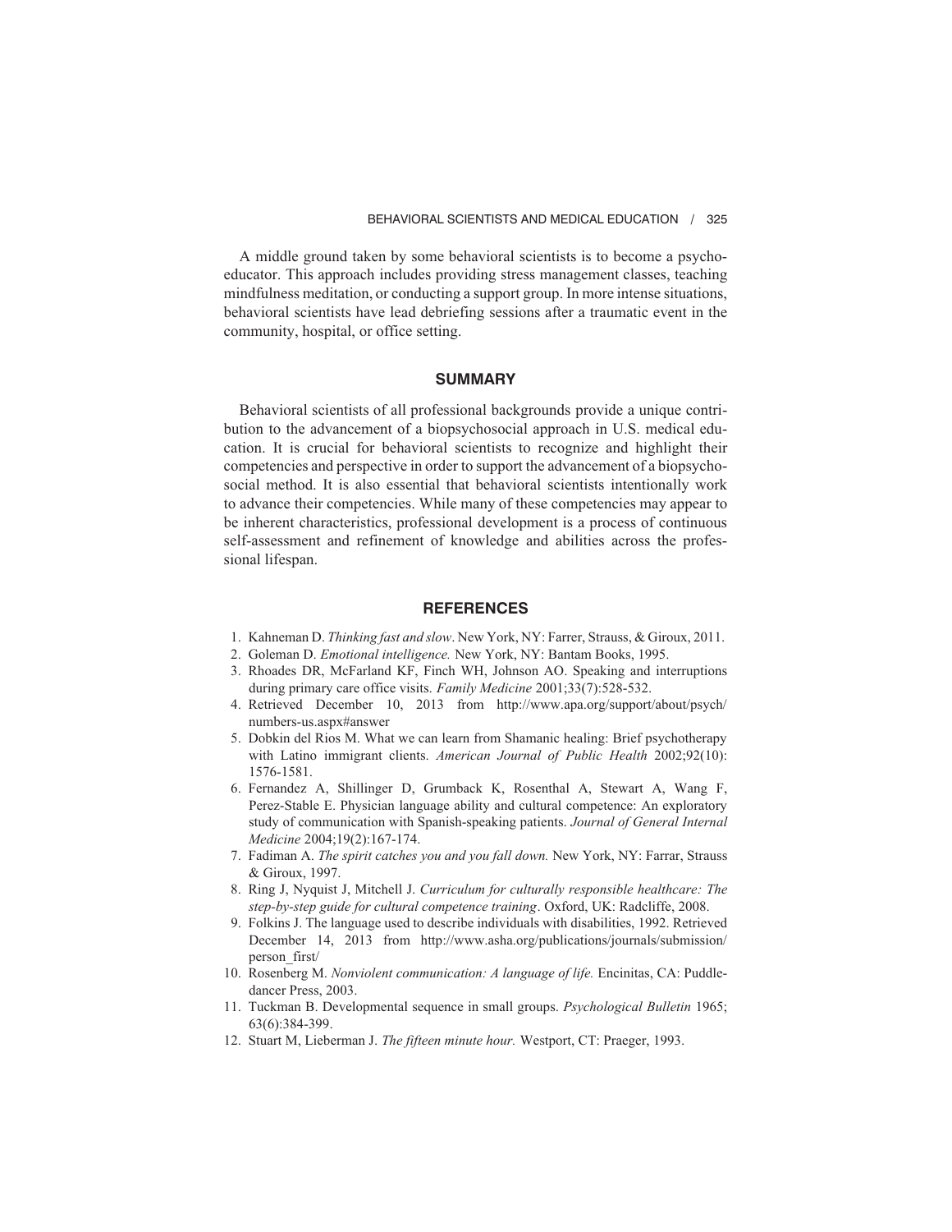A middle ground taken by some behavioral scientists is to become a psychoeducator. This approach includes providing stress management classes, teaching mindfulness meditation, or conducting a support group. In more intense situations, behavioral scientists have lead debriefing sessions after a traumatic event in the community, hospital, or office setting.

## SUMMARY

Behavioral scientists of all professional backgrounds provide a unique contribution to the advancement of a biopsychosocial approach in U.S. medical education. It is crucial for behavioral scientists to recognize and highlight their competencies and perspective in order to support the advancement of a biopsychosocial method. It is also essential that behavioral scientists intentionally work to advance their competencies. While many of these competencies may appear to be inherent characteristics, professional development is a process of continuous self-assessment and refinement of knowledge and abilities across the professional lifespan.

## REFERENCES

1. Kahneman D. *Thinking fast and slow*. New York, NY: Farrer, Strauss, & Giroux, 2011.
2. Goleman D. *Emotional intelligence.* New York, NY: Bantam Books, 1995.
3. Rhoades DR, McFarland KF, Finch WH, Johnson AO. Speaking and interruptions during primary care office visits. *Family Medicine* 2001;33(7):528-532.
4. Retrieved December 10, 2013 from http://www.apa.org/support/about/psych/numbers-us.aspx#answer
5. Dobkin del Rios M. What we can learn from Shamanic healing: Brief psychotherapy with Latino immigrant clients. *American Journal of Public Health* 2002;92(10):1576-1581.
6. Fernandez A, Shillinger D, Grumback K, Rosenthal A, Stewart A, Wang F, Perez-Stable E. Physician language ability and cultural competence: An exploratory study of communication with Spanish-speaking patients. *Journal of General Internal Medicine* 2004;19(2):167-174.
7. Fadiman A. *The spirit catches you and you fall down.* New York, NY: Farrar, Strauss & Giroux, 1997.
8. Ring J, Nyquist J, Mitchell J. *Curriculum for culturally responsible healthcare: The step-by-step guide for cultural competence training*. Oxford, UK: Radcliffe, 2008.
9. Folkins J. The language used to describe individuals with disabilities, 1992. Retrieved December 14, 2013 from http://www.asha.org/publications/journals/submission/person_first/
10. Rosenberg M. *Nonviolent communication: A language of life.* Encinitas, CA: Puddledancer Press, 2003.
11. Tuckman B. Developmental sequence in small groups. *Psychological Bulletin* 1965;63(6):384-399.
12. Stuart M, Lieberman J. *The fifteen minute hour.* Westport, CT: Praeger, 1993.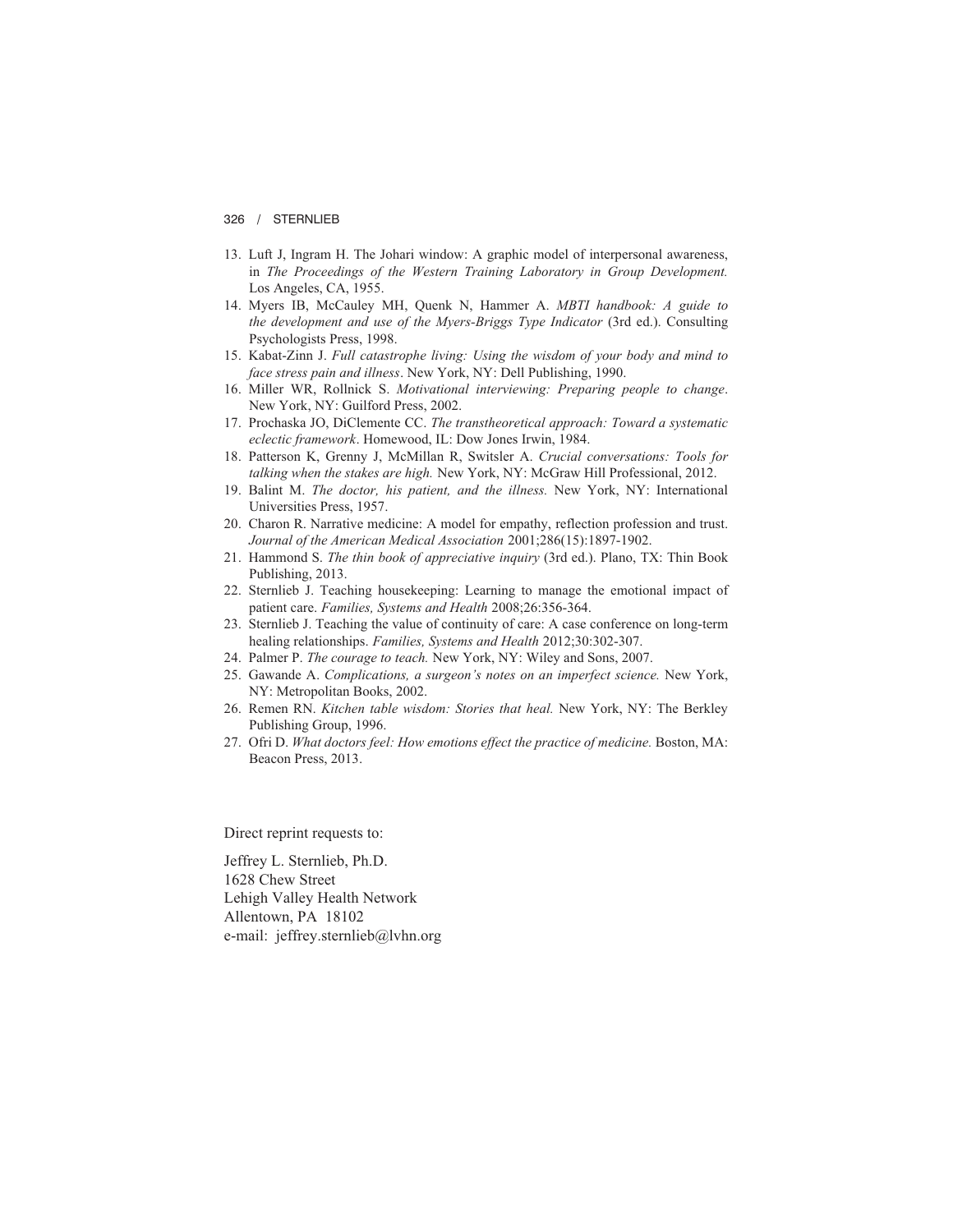13. Luft J, Ingram H. The Johari window: A graphic model of interpersonal awareness, in *The Proceedings of the Western Training Laboratory in Group Development.* Los Angeles, CA, 1955.
14. Myers IB, McCauley MH, Quenk N, Hammer A. *MBTI handbook: A guide to the development and use of the Myers-Briggs Type Indicator* (3rd ed.). Consulting Psychologists Press, 1998.
15. Kabat-Zinn J. *Full catastrophe living: Using the wisdom of your body and mind to face stress pain and illness*. New York, NY: Dell Publishing, 1990.
16. Miller WR, Rollnick S. *Motivational interviewing: Preparing people to change*. New York, NY: Guilford Press, 2002.
17. Prochaska JO, DiClemente CC. *The transtheoretical approach: Toward a systematic eclectic framework*. Homewood, IL: Dow Jones Irwin, 1984.
18. Patterson K, Grenny J, McMillan R, Switsler A. *Crucial conversations: Tools for talking when the stakes are high.* New York, NY: McGraw Hill Professional, 2012.
19. Balint M. *The doctor, his patient, and the illness.* New York, NY: International Universities Press, 1957.
20. Charon R. Narrative medicine: A model for empathy, reflection profession and trust. *Journal of the American Medical Association* 2001;286(15):1897-1902.
21. Hammond S. *The thin book of appreciative inquiry* (3rd ed.). Plano, TX: Thin Book Publishing, 2013.
22. Sternlieb J. Teaching housekeeping: Learning to manage the emotional impact of patient care. *Families, Systems and Health* 2008;26:356-364.
23. Sternlieb J. Teaching the value of continuity of care: A case conference on long-term healing relationships. *Families, Systems and Health* 2012;30:302-307.
24. Palmer P. *The courage to teach.* New York, NY: Wiley and Sons, 2007.
25. Gawande A. *Complications, a surgeon's notes on an imperfect science.* New York, NY: Metropolitan Books, 2002.
26. Remen RN. *Kitchen table wisdom: Stories that heal.* New York, NY: The Berkley Publishing Group, 1996.
27. Ofri D. *What doctors feel: How emotions effect the practice of medicine.* Boston, MA: Beacon Press, 2013.

Direct reprint requests to:

Jeffrey L. Sternlieb, Ph.D.
1628 Chew Street
Lehigh Valley Health Network
Allentown, PA 18102
e-mail: jeffrey.sternlieb@lvhn.org